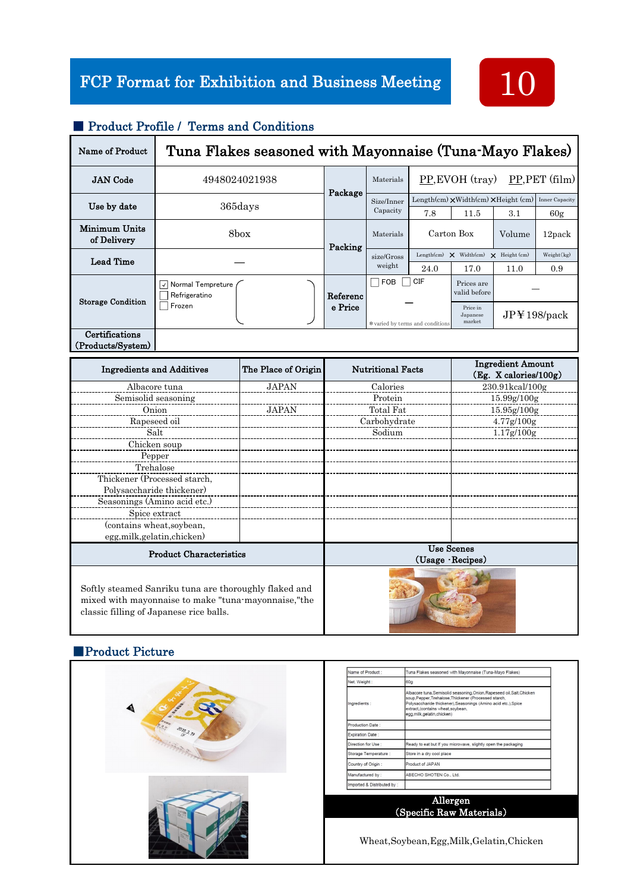# FCP Format for Exhibition and Business Meeting

**10**

## ■ Product Profile / Terms and Conditions

| Name of Product | Tuna Flakes seasoned with Mayonnaise (Tuna-Mayo Flakes) | | | | | | |
|---|---|---|---|---|---|---|---|
| JAN Code | 4948024021938 | Package | Materials | PP,EVOH (tray) PP,PET (film) | | | |
| Use by date | 365days | | Size/Inner Capacity | Length(cm) | Width(cm) | Height (cm) | Inner Capacity |
| | | | | 7.8 | 11.5 | 3.1 | 60g |
| Minimum Units of Delivery | 8box | Packing | Materials | Carton Box | | Volume | 12pack |
| Lead Time | — | | size/Gross weight | Length(cm) | Width(cm) | Height (cm) | Weight(kg) |
| | | | | 24.0 | 17.0 | 11.0 | 0.9 |
| Storage Condition | ☑ Normal Tempreture<br>☐ Refrigeratino<br>☐ Frozen | Reference Price | ☐ FOB ☐ CIF<br>—<br>＊varied by terms and conditions | Prices are valid before | — | | |
| | | | | Price in Japanese market | JP¥198/pack | | |
| Certifications (Products/System) | | | | | | | |

| Ingredients and Additives | The Place of Origin | Nutritional Facts | Ingredient Amount (Eg. X calories/100g) |
|---|---|---|---|
| Albacore tuna | JAPAN | Calories | 230.91kcal/100g |
| Semisolid seasoning | | Protein | 15.99g/100g |
| Onion | JAPAN | Total Fat | 15.95g/100g |
| Rapeseed oil | | Carbohydrate | 4.77g/100g |
| Salt | | Sodium | 1.17g/100g |
| Chicken soup | | | |
| Pepper | | | |
| Trehalose | | | |
| Thickener (Processed starch, Polysaccharide thickener) | | | |
| Seasonings (Amino acid etc.) | | | |
| Spice extract | | | |
| (contains wheat,soybean, egg,milk,gelatin,chicken) | | | |

| Product Characteristics | Use Scenes (Usage・Recipes) |
|---|---|
| Softly steamed Sanriku tuna are thoroughly flaked and mixed with mayonnaise to make "tuna-mayonnaise,"the classic filling of Japanese rice balls. | |

## ■Product Picture

| | |
|---|---|
| Name of Product : | Tuna Flakes seasoned with Mayonnaise (Tuna-Mayo Flakes) |
| Net. Weight : | 60g |
| Ingredients : | Albacore tuna,Semisolid seasoning,Onion,Rapeseed oil,Salt,Chicken soup,Pepper,Trehalose,Thickener (Processed starch, Polysaccharide thickener),Seasonings (Amino acid etc.),Spice extract,(contains wheat,soybean, egg,milk,gelatin,chicken) |
| Production Date : | |
| Expiration Date : | |
| Direction for Use : | Ready to eat but If you microwave, slightly open the packaging |
| Storage Temperature : | Store in a dry cool place |
| Country of Origin : | Product of JAPAN |
| Manufactured by : | ABECHO SHOTEN Co., Ltd. |
| Imported & Distributed by : | |

**Allergen (Specific Raw Materials)**

Wheat,Soybean,Egg,Milk,Gelatin,Chicken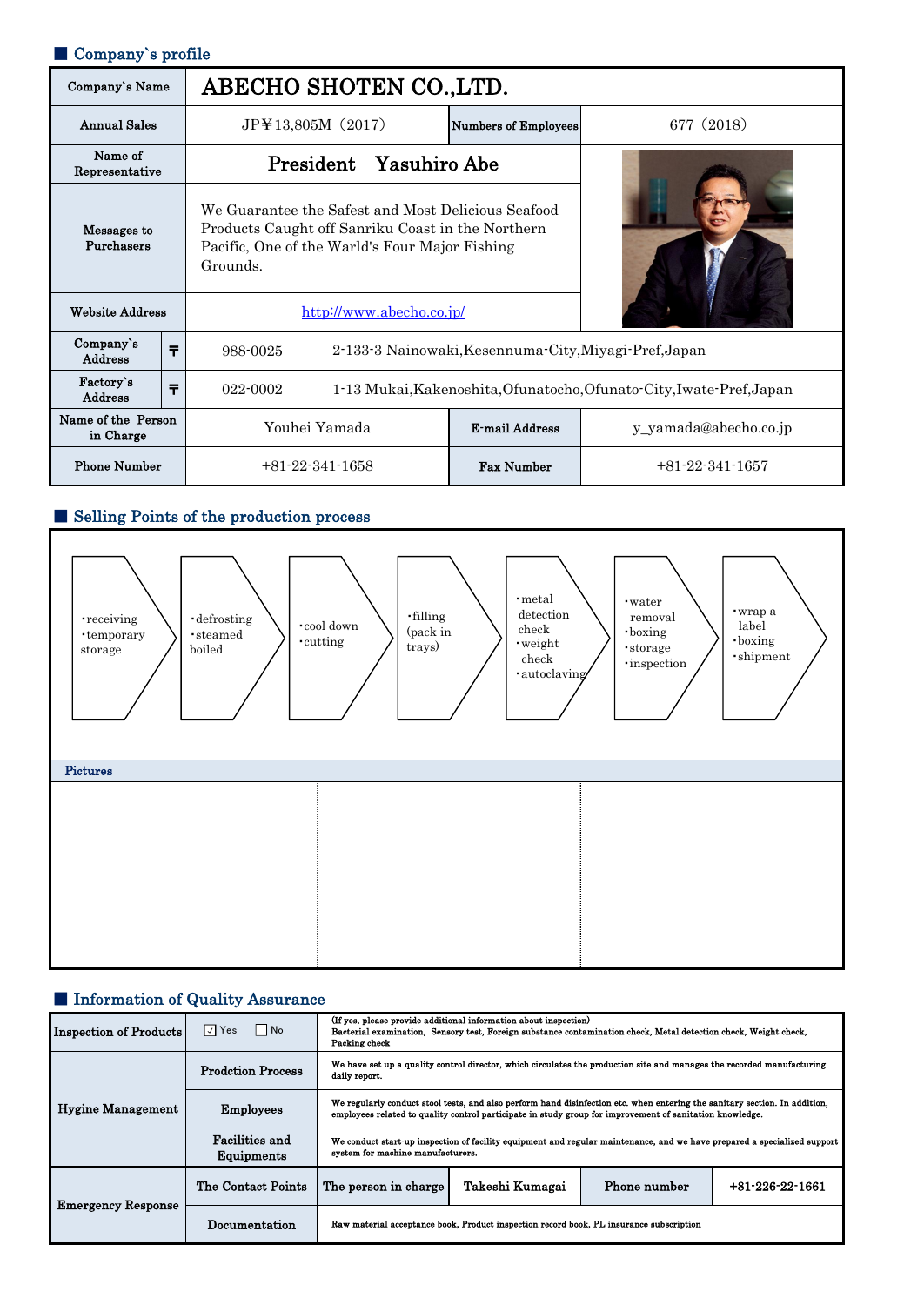## ■ Company`s profile

| | | | |
|---|---|---|---|
| Company`s Name | ABECHO SHOTEN CO.,LTD. | | |
| Annual Sales | JP¥13,805M（2017） | Numbers of Employees | 677（2018） |
| Name of Representative | President　Yasuhiro Abe | | |
| Messages to Purchasers | We Guarantee the Safest and Most Delicious Seafood Products Caught off Sanriku Coast in the Northern Pacific, One of the World's Four Major Fishing Grounds. | | |
| Website Address | http://www.abecho.co.jp/ | | |
| Company`s Address 〒 | 988-0025 | 2-133-3 Nainowaki,Kesennuma-City,Miyagi-Pref,Japan | |
| Factory`s Address 〒 | 022-0002 | 1-13 Mukai,Kakenoshita,Ofunatocho,Ofunato-City,Iwate-Pref,Japan | |
| Name of the Person in Charge | Youhei Yamada | E-mail Address | y_yamada@abecho.co.jp |
| Phone Number | +81-22-341-1658 | Fax Number | +81-22-341-1657 |

## ■ Selling Points of the production process

1. ･receiving ･temporary storage
2. ･defrosting ･steamed boiled
3. ･cool down ･cutting
4. ･filling (pack in trays)
5. ･metal detection check ･weight check ･autoclaving
6. ･water removal ･boxing ･storage ･inspection
7. ･wrap a label ･boxing ･shipment

Pictures

## ■ Information of Quality Assurance

| | | | | | |
|---|---|---|---|---|---|
| Inspection of Products | ☑ Yes　☐ No | (If yes, please provide additional information about inspection) Bacterial examination, Sensory test, Foreign substance contamination check, Metal detection check, Weight check, Packing check | | | |
| Hygine Management | Prodction Process | We have set up a quality control director, which circulates the production site and manages the recorded manufacturing daily report. | | | |
| | Employees | We regularly conduct stool tests, and also perform hand disinfection etc. when entering the sanitary section. In addition, employees related to quality control participate in study group for improvement of sanitation knowledge. | | | |
| | Facilities and Equipments | We conduct start-up inspection of facility equipment and regular maintenance, and we have prepared a specialized support system for machine manufacturers. | | | |
| Emergency Response | The Contact Points | The person in charge | Takeshi Kumagai | Phone number | +81-226-22-1661 |
| | Documentation | Raw material acceptance book, Product inspection record book, PL insurance subscription | | | |